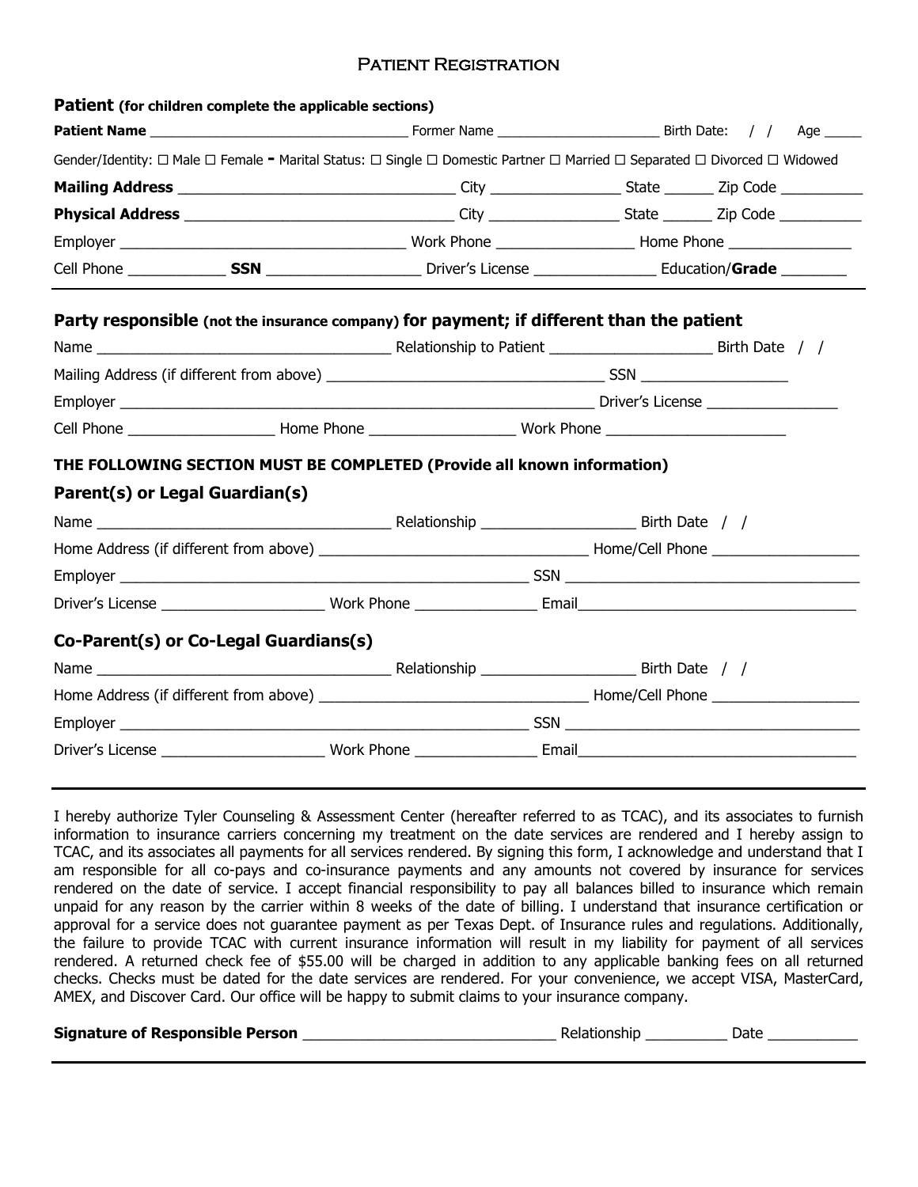# Patient Registration

## Patient (for children complete the applicable sections)

**Patient Name** ______________________________ Former Name ____________________ Birth Date: / / Age _____

Gender/Identity: ☐ Male ☐ Female - Marital Status: ☐ Single ☐ Domestic Partner ☐ Married ☐ Separated ☐ Divorced ☐ Widowed

**Mailing Address** ______________________________ City ______________ State ______ Zip Code __________

**Physical Address** ______________________________ City ______________ State ______ Zip Code __________

Employer ______________________________ Work Phone ______________ Home Phone ______________

Cell Phone ___________ **SSN** _________________ Driver's License ______________ Education/**Grade** ________

---

## Party responsible (not the insurance company) for payment; if different than the patient

Name ______________________________ Relationship to Patient __________________ Birth Date / /

Mailing Address (if different from above) ______________________________ SSN ________________

Employer ______________________________________________ Driver's License ________________

Cell Phone ________________ Home Phone ________________ Work Phone ____________________

**THE FOLLOWING SECTION MUST BE COMPLETED (Provide all known information)**

## Parent(s) or Legal Guardian(s)

Name ______________________________ Relationship __________________ Birth Date / /

Home Address (if different from above) ______________________________ Home/Cell Phone ________________

Employer ______________________________________________ SSN ______________________________

Driver's License __________________ Work Phone ______________ Email______________________________

## Co-Parent(s) or Co-Legal Guardians(s)

Name ______________________________ Relationship __________________ Birth Date / /

Home Address (if different from above) ______________________________ Home/Cell Phone ________________

Employer ______________________________________________ SSN ______________________________

Driver's License __________________ Work Phone ______________ Email______________________________

---

I hereby authorize Tyler Counseling & Assessment Center (hereafter referred to as TCAC), and its associates to furnish information to insurance carriers concerning my treatment on the date services are rendered and I hereby assign to TCAC, and its associates all payments for all services rendered. By signing this form, I acknowledge and understand that I am responsible for all co-pays and co-insurance payments and any amounts not covered by insurance for services rendered on the date of service. I accept financial responsibility to pay all balances billed to insurance which remain unpaid for any reason by the carrier within 8 weeks of the date of billing. I understand that insurance certification or approval for a service does not guarantee payment as per Texas Dept. of Insurance rules and regulations. Additionally, the failure to provide TCAC with current insurance information will result in my liability for payment of all services rendered. A returned check fee of $55.00 will be charged in addition to any applicable banking fees on all returned checks. Checks must be dated for the date services are rendered. For your convenience, we accept VISA, MasterCard, AMEX, and Discover Card. Our office will be happy to submit claims to your insurance company.

**Signature of Responsible Person** ____________________________ Relationship __________ Date ___________

---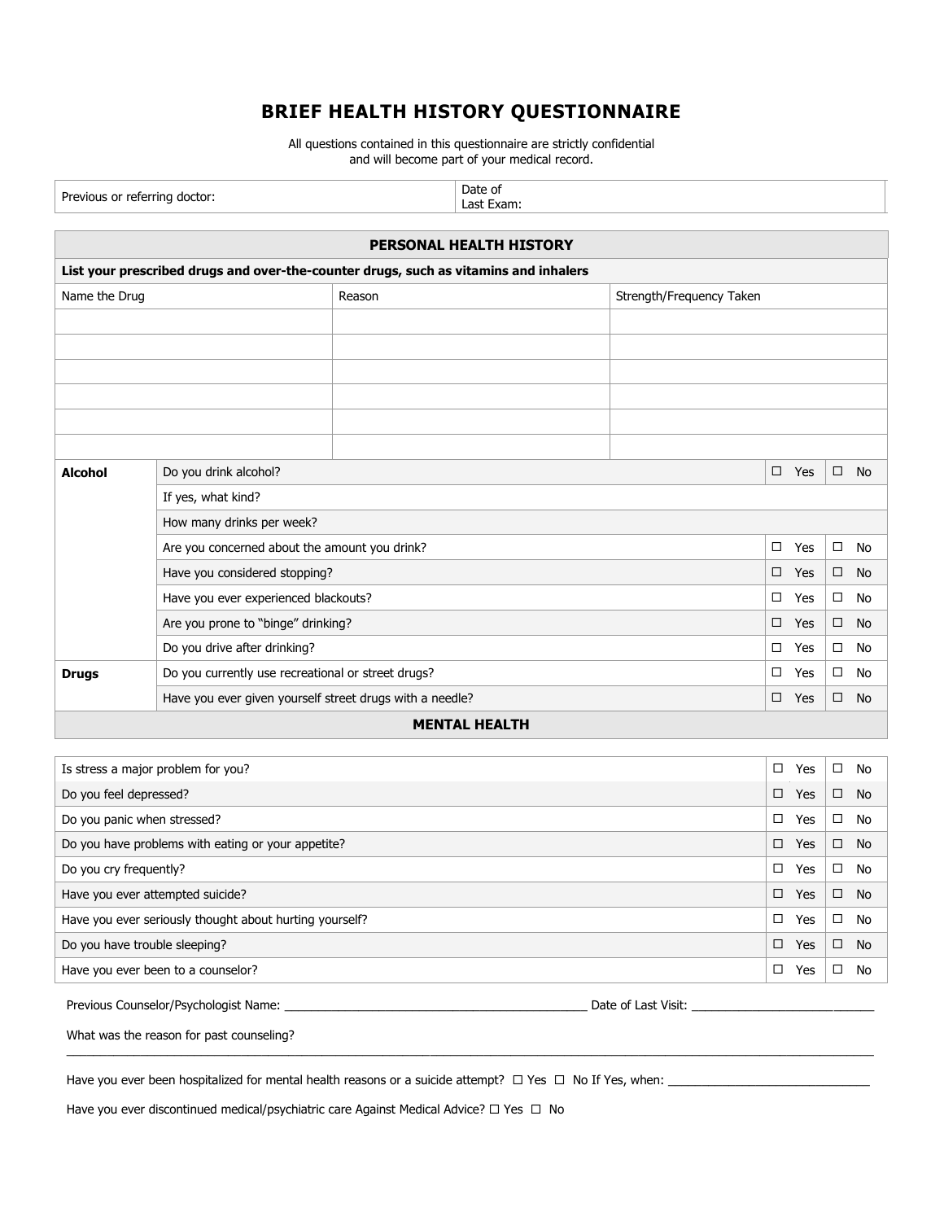# BRIEF HEALTH HISTORY QUESTIONNAIRE

All questions contained in this questionnaire are strictly confidential and will become part of your medical record.

| Previous or referring doctor: | Date of Last Exam: |
|---|---|

## PERSONAL HEALTH HISTORY

**List your prescribed drugs and over-the-counter drugs, such as vitamins and inhalers**

| Name the Drug | Reason | Strength/Frequency Taken |
|---|---|---|
| | | |
| | | |
| | | |
| | | |
| | | |
| | | |

| | | | |
|---|---|---|---|
| **Alcohol** | Do you drink alcohol? | ☐ Yes | ☐ No |
| | If yes, what kind? | | |
| | How many drinks per week? | | |
| | Are you concerned about the amount you drink? | ☐ Yes | ☐ No |
| | Have you considered stopping? | ☐ Yes | ☐ No |
| | Have you ever experienced blackouts? | ☐ Yes | ☐ No |
| | Are you prone to "binge" drinking? | ☐ Yes | ☐ No |
| | Do you drive after drinking? | ☐ Yes | ☐ No |
| **Drugs** | Do you currently use recreational or street drugs? | ☐ Yes | ☐ No |
| | Have you ever given yourself street drugs with a needle? | ☐ Yes | ☐ No |

## MENTAL HEALTH

| | | |
|---|---|---|
| Is stress a major problem for you? | ☐ Yes | ☐ No |
| Do you feel depressed? | ☐ Yes | ☐ No |
| Do you panic when stressed? | ☐ Yes | ☐ No |
| Do you have problems with eating or your appetite? | ☐ Yes | ☐ No |
| Do you cry frequently? | ☐ Yes | ☐ No |
| Have you ever attempted suicide? | ☐ Yes | ☐ No |
| Have you ever seriously thought about hurting yourself? | ☐ Yes | ☐ No |
| Do you have trouble sleeping? | ☐ Yes | ☐ No |
| Have you ever been to a counselor? | ☐ Yes | ☐ No |

Previous Counselor/Psychologist Name: _______________________________________________ Date of Last Visit: _____________________________

What was the reason for past counseling?

_______________________________________________________________________________________________________________

Have you ever been hospitalized for mental health reasons or a suicide attempt? ☐ Yes ☐ No If Yes, when: ______________________________

Have you ever discontinued medical/psychiatric care Against Medical Advice? ☐ Yes ☐ No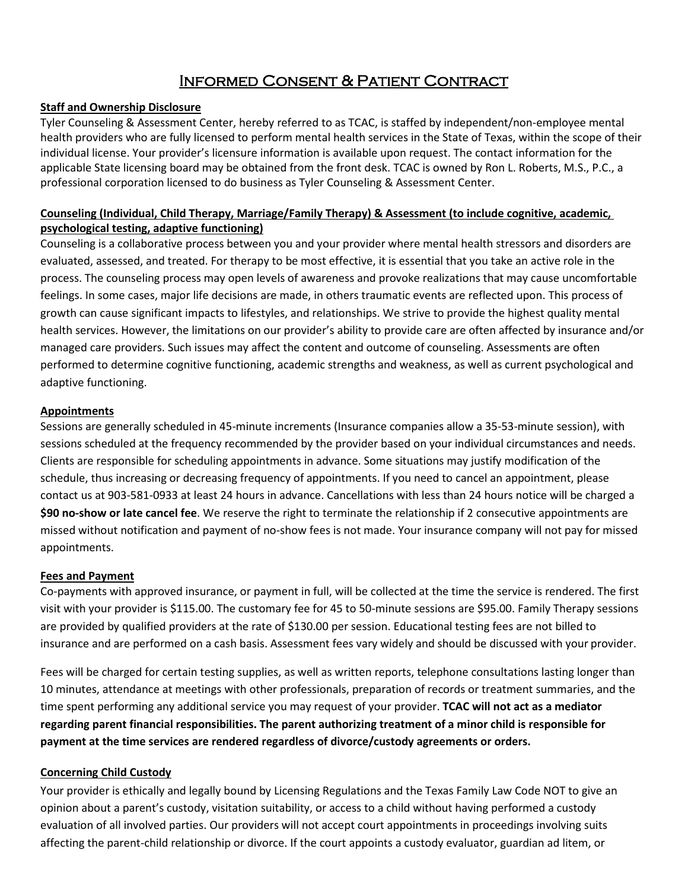# Informed Consent & Patient Contract

**Staff and Ownership Disclosure**

Tyler Counseling & Assessment Center, hereby referred to as TCAC, is staffed by independent/non-employee mental health providers who are fully licensed to perform mental health services in the State of Texas, within the scope of their individual license. Your provider's licensure information is available upon request. The contact information for the applicable State licensing board may be obtained from the front desk. TCAC is owned by Ron L. Roberts, M.S., P.C., a professional corporation licensed to do business as Tyler Counseling & Assessment Center.

**Counseling (Individual, Child Therapy, Marriage/Family Therapy) & Assessment (to include cognitive, academic, psychological testing, adaptive functioning)**

Counseling is a collaborative process between you and your provider where mental health stressors and disorders are evaluated, assessed, and treated. For therapy to be most effective, it is essential that you take an active role in the process. The counseling process may open levels of awareness and provoke realizations that may cause uncomfortable feelings. In some cases, major life decisions are made, in others traumatic events are reflected upon. This process of growth can cause significant impacts to lifestyles, and relationships. We strive to provide the highest quality mental health services. However, the limitations on our provider's ability to provide care are often affected by insurance and/or managed care providers. Such issues may affect the content and outcome of counseling. Assessments are often performed to determine cognitive functioning, academic strengths and weakness, as well as current psychological and adaptive functioning.

**Appointments**

Sessions are generally scheduled in 45-minute increments (Insurance companies allow a 35-53-minute session), with sessions scheduled at the frequency recommended by the provider based on your individual circumstances and needs. Clients are responsible for scheduling appointments in advance. Some situations may justify modification of the schedule, thus increasing or decreasing frequency of appointments. If you need to cancel an appointment, please contact us at 903-581-0933 at least 24 hours in advance. Cancellations with less than 24 hours notice will be charged a **$90 no-show or late cancel fee**. We reserve the right to terminate the relationship if 2 consecutive appointments are missed without notification and payment of no-show fees is not made. Your insurance company will not pay for missed appointments.

**Fees and Payment**

Co-payments with approved insurance, or payment in full, will be collected at the time the service is rendered. The first visit with your provider is $115.00. The customary fee for 45 to 50-minute sessions are $95.00. Family Therapy sessions are provided by qualified providers at the rate of $130.00 per session. Educational testing fees are not billed to insurance and are performed on a cash basis. Assessment fees vary widely and should be discussed with your provider.

Fees will be charged for certain testing supplies, as well as written reports, telephone consultations lasting longer than 10 minutes, attendance at meetings with other professionals, preparation of records or treatment summaries, and the time spent performing any additional service you may request of your provider. **TCAC will not act as a mediator regarding parent financial responsibilities. The parent authorizing treatment of a minor child is responsible for payment at the time services are rendered regardless of divorce/custody agreements or orders.**

**Concerning Child Custody**

Your provider is ethically and legally bound by Licensing Regulations and the Texas Family Law Code NOT to give an opinion about a parent's custody, visitation suitability, or access to a child without having performed a custody evaluation of all involved parties. Our providers will not accept court appointments in proceedings involving suits affecting the parent-child relationship or divorce. If the court appoints a custody evaluator, guardian ad litem, or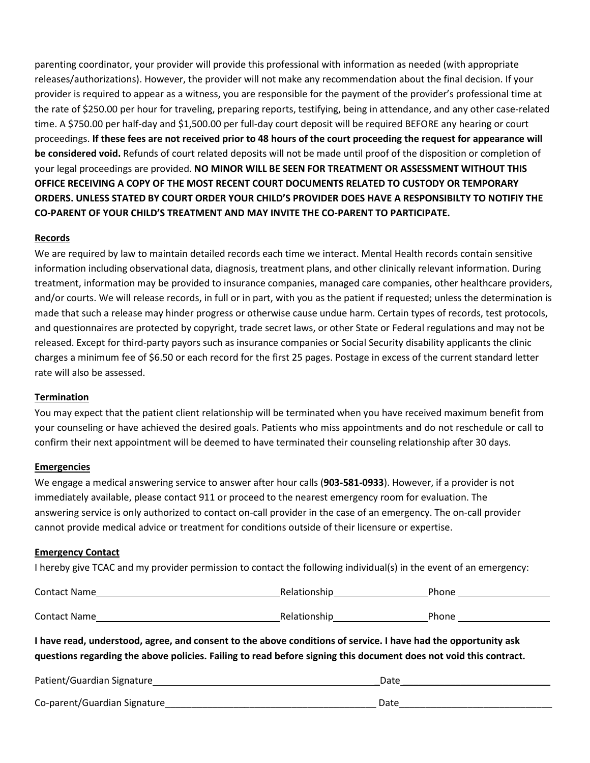parenting coordinator, your provider will provide this professional with information as needed (with appropriate releases/authorizations). However, the provider will not make any recommendation about the final decision. If your provider is required to appear as a witness, you are responsible for the payment of the provider's professional time at the rate of $250.00 per hour for traveling, preparing reports, testifying, being in attendance, and any other case-related time. A $750.00 per half-day and $1,500.00 per full-day court deposit will be required BEFORE any hearing or court proceedings. **If these fees are not received prior to 48 hours of the court proceeding the request for appearance will be considered void.** Refunds of court related deposits will not be made until proof of the disposition or completion of your legal proceedings are provided. **NO MINOR WILL BE SEEN FOR TREATMENT OR ASSESSMENT WITHOUT THIS OFFICE RECEIVING A COPY OF THE MOST RECENT COURT DOCUMENTS RELATED TO CUSTODY OR TEMPORARY ORDERS. UNLESS STATED BY COURT ORDER YOUR CHILD'S PROVIDER DOES HAVE A RESPONSIBILTY TO NOTIFIY THE CO-PARENT OF YOUR CHILD'S TREATMENT AND MAY INVITE THE CO-PARENT TO PARTICIPATE.**

**Records**

We are required by law to maintain detailed records each time we interact. Mental Health records contain sensitive information including observational data, diagnosis, treatment plans, and other clinically relevant information. During treatment, information may be provided to insurance companies, managed care companies, other healthcare providers, and/or courts. We will release records, in full or in part, with you as the patient if requested; unless the determination is made that such a release may hinder progress or otherwise cause undue harm. Certain types of records, test protocols, and questionnaires are protected by copyright, trade secret laws, or other State or Federal regulations and may not be released. Except for third-party payors such as insurance companies or Social Security disability applicants the clinic charges a minimum fee of $6.50 or each record for the first 25 pages. Postage in excess of the current standard letter rate will also be assessed.

**Termination**

You may expect that the patient client relationship will be terminated when you have received maximum benefit from your counseling or have achieved the desired goals. Patients who miss appointments and do not reschedule or call to confirm their next appointment will be deemed to have terminated their counseling relationship after 30 days.

**Emergencies**

We engage a medical answering service to answer after hour calls (**903-581-0933**). However, if a provider is not immediately available, please contact 911 or proceed to the nearest emergency room for evaluation. The answering service is only authorized to contact on-call provider in the case of an emergency. The on-call provider cannot provide medical advice or treatment for conditions outside of their licensure or expertise.

**Emergency Contact**

I hereby give TCAC and my provider permission to contact the following individual(s) in the event of an emergency:

Contact Name\_\_\_\_\_\_\_\_\_\_\_\_\_\_\_\_\_\_\_\_ Relationship\_\_\_\_\_\_\_\_\_\_\_\_ Phone \_\_\_\_\_\_\_\_\_\_\_\_

Contact Name\_\_\_\_\_\_\_\_\_\_\_\_\_\_\_\_\_\_\_\_ Relationship\_\_\_\_\_\_\_\_\_\_\_\_ Phone \_\_\_\_\_\_\_\_\_\_\_\_

**I have read, understood, agree, and consent to the above conditions of service. I have had the opportunity ask questions regarding the above policies. Failing to read before signing this document does not void this contract.**

Patient/Guardian Signature\_\_\_\_\_\_\_\_\_\_\_\_\_\_\_\_\_\_\_\_\_\_\_\_\_\_\_\_ Date\_\_\_\_\_\_\_\_\_\_\_\_\_\_\_\_\_\_\_\_

Co-parent/Guardian Signature\_\_\_\_\_\_\_\_\_\_\_\_\_\_\_\_\_\_\_\_\_\_\_\_\_\_\_\_ Date\_\_\_\_\_\_\_\_\_\_\_\_\_\_\_\_\_\_\_\_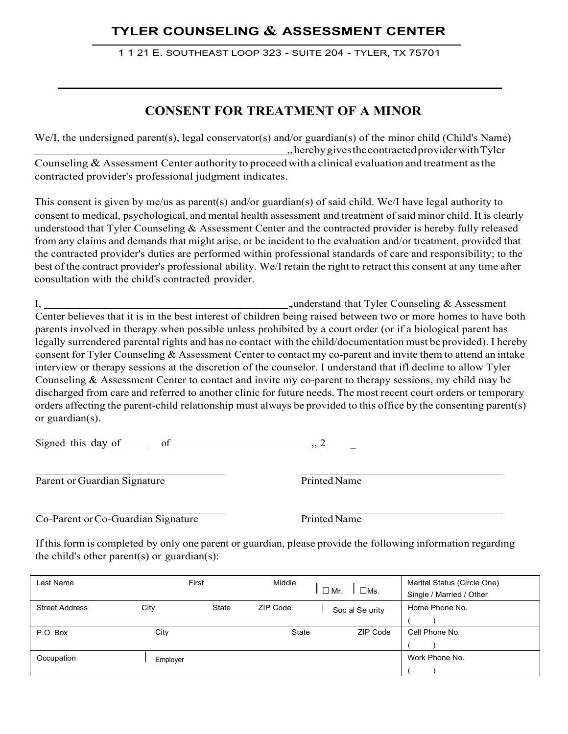# TYLER COUNSELING & ASSESSMENT CENTER

1 1 21 E. SOUTHEAST LOOP 323 - SUITE 204 - TYLER, TX 75701

## CONSENT FOR TREATMENT OF A MINOR

We/I, the undersigned parent(s), legal conservator(s) and/or guardian(s) of the minor child (Child's Name) ______________________________________,, hereby gives the contracted provider with Tyler Counseling & Assessment Center authority to proceed with a clinical evaluation and treatment as the contracted provider's professional judgment indicates.

This consent is given by me/us as parent(s) and/or guardian(s) of said child. We/I have legal authority to consent to medical, psychological, and mental health assessment and treatment of said minor child. It is clearly understood that Tyler Counseling & Assessment Center and the contracted provider is hereby fully released from any claims and demands that might arise, or be incident to the evaluation and/or treatment, provided that the contracted provider's duties are performed within professional standards of care and responsibility; to the best of the contract provider's professional ability. We/I retain the right to retract this consent at any time after consultation with the child's contracted provider.

I, ______________________________________, understand that Tyler Counseling & Assessment Center believes that it is in the best interest of children being raised between two or more homes to have both parents involved in therapy when possible unless prohibited by a court order (or if a biological parent has legally surrendered parental rights and has no contact with the child/documentation must be provided). I hereby consent for Tyler Counseling & Assessment Center to contact my co-parent and invite them to attend an intake interview or therapy sessions at the discretion of the counselor. I understand that ifl decline to allow Tyler Counseling & Assessment Center to contact and invite my co-parent to therapy sessions, my child may be discharged from care and referred to another clinic for future needs. The most recent court orders or temporary orders affecting the parent-child relationship must always be provided to this office by the consenting parent(s) or guardian(s).

Signed this day of_____ of_________________________,, 2_ _

______________________________ ______________________________
Parent or Guardian Signature Printed Name

______________________________ ______________________________
Co-Parent or Co-Guardian Signature Printed Name

If this form is completed by only one parent or guardian, please provide the following information regarding the child's other parent(s) or guardian(s):

| Last Name | | First | | Middle | ☐ Mr. ☐ Ms. | Marital Status (Circle One) Single / Married / Other |
|---|---|---|---|---|---|---|
| Street Address | City | State | ZIP Code | | Soc al Se urity | Home Phone No. ( ) |
| P.O. Box | City | | | State | ZIP Code | Cell Phone No. ( ) |
| Occupation | Employer | | | | | Work Phone No. ( ) |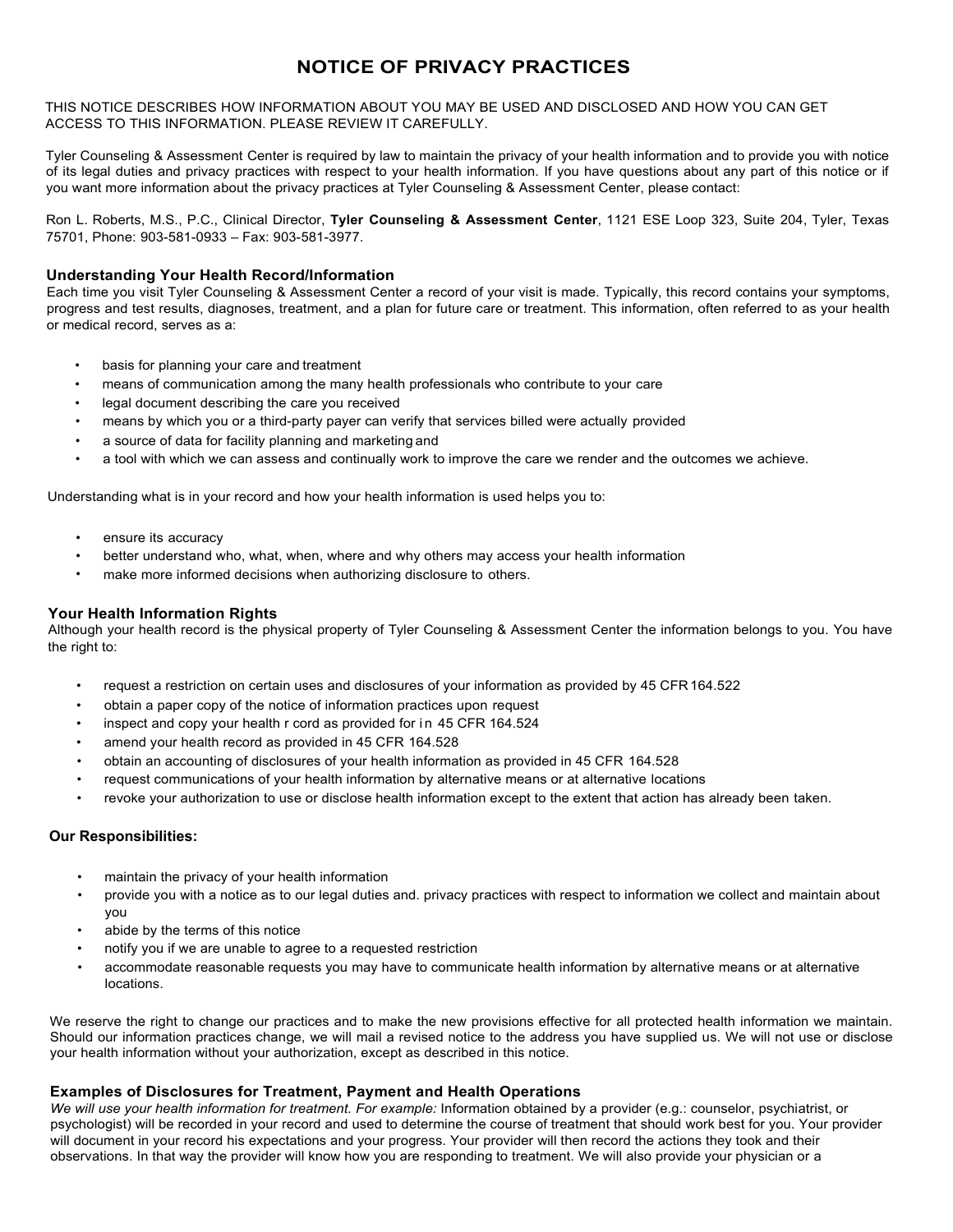# NOTICE OF PRIVACY PRACTICES

THIS NOTICE DESCRIBES HOW INFORMATION ABOUT YOU MAY BE USED AND DISCLOSED AND HOW YOU CAN GET ACCESS TO THIS INFORMATION. PLEASE REVIEW IT CAREFULLY.

Tyler Counseling & Assessment Center is required by law to maintain the privacy of your health information and to provide you with notice of its legal duties and privacy practices with respect to your health information. If you have questions about any part of this notice or if you want more information about the privacy practices at Tyler Counseling & Assessment Center, please contact:

Ron L. Roberts, M.S., P.C., Clinical Director, **Tyler Counseling & Assessment Center**, 1121 ESE Loop 323, Suite 204, Tyler, Texas 75701, Phone: 903-581-0933 – Fax: 903-581-3977.

### Understanding Your Health Record/Information

Each time you visit Tyler Counseling & Assessment Center a record of your visit is made. Typically, this record contains your symptoms, progress and test results, diagnoses, treatment, and a plan for future care or treatment. This information, often referred to as your health or medical record, serves as a:

- basis for planning your care and treatment
- means of communication among the many health professionals who contribute to your care
- legal document describing the care you received
- means by which you or a third-party payer can verify that services billed were actually provided
- a source of data for facility planning and marketing and
- a tool with which we can assess and continually work to improve the care we render and the outcomes we achieve.

Understanding what is in your record and how your health information is used helps you to:

- ensure its accuracy
- better understand who, what, when, where and why others may access your health information
- make more informed decisions when authorizing disclosure to others.

### Your Health Information Rights

Although your health record is the physical property of Tyler Counseling & Assessment Center the information belongs to you. You have the right to:

- request a restriction on certain uses and disclosures of your information as provided by 45 CFR 164.522
- obtain a paper copy of the notice of information practices upon request
- inspect and copy your health r cord as provided for in 45 CFR 164.524
- amend your health record as provided in 45 CFR 164.528
- obtain an accounting of disclosures of your health information as provided in 45 CFR 164.528
- request communications of your health information by alternative means or at alternative locations
- revoke your authorization to use or disclose health information except to the extent that action has already been taken.

### Our Responsibilities:

- maintain the privacy of your health information
- provide you with a notice as to our legal duties and. privacy practices with respect to information we collect and maintain about you
- abide by the terms of this notice
- notify you if we are unable to agree to a requested restriction
- accommodate reasonable requests you may have to communicate health information by alternative means or at alternative locations.

We reserve the right to change our practices and to make the new provisions effective for all protected health information we maintain. Should our information practices change, we will mail a revised notice to the address you have supplied us. We will not use or disclose your health information without your authorization, except as described in this notice.

### Examples of Disclosures for Treatment, Payment and Health Operations

*We will use your health information for treatment. For example:* Information obtained by a provider (e.g.: counselor, psychiatrist, or psychologist) will be recorded in your record and used to determine the course of treatment that should work best for you. Your provider will document in your record his expectations and your progress. Your provider will then record the actions they took and their observations. In that way the provider will know how you are responding to treatment. We will also provide your physician or a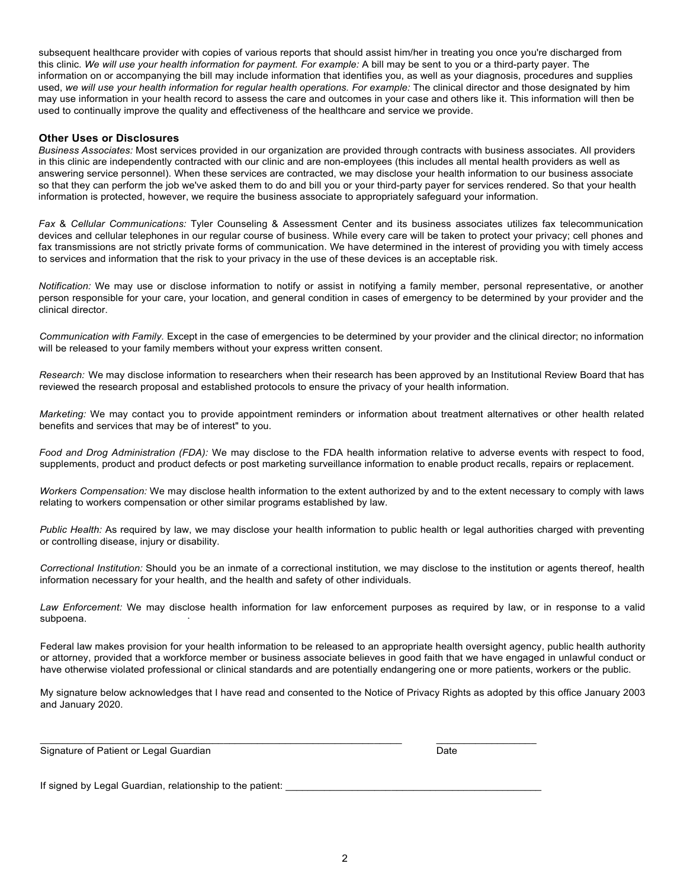subsequent healthcare provider with copies of various reports that should assist him/her in treating you once you're discharged from this clinic. *We will use your health information for payment. For example:* A bill may be sent to you or a third-party payer. The information on or accompanying the bill may include information that identifies you, as well as your diagnosis, procedures and supplies used, *we will use your health information for regular health operations. For example:* The clinical director and those designated by him may use information in your health record to assess the care and outcomes in your case and others like it. This information will then be used to continually improve the quality and effectiveness of the healthcare and service we provide.

### Other Uses or Disclosures

*Business Associates:* Most services provided in our organization are provided through contracts with business associates. All providers in this clinic are independently contracted with our clinic and are non-employees (this includes all mental health providers as well as answering service personnel). When these services are contracted, we may disclose your health information to our business associate so that they can perform the job we've asked them to do and bill you or your third-party payer for services rendered. So that your health information is protected, however, we require the business associate to appropriately safeguard your information.

*Fax & Cellular Communications:* Tyler Counseling & Assessment Center and its business associates utilizes fax telecommunication devices and cellular telephones in our regular course of business. While every care will be taken to protect your privacy; cell phones and fax transmissions are not strictly private forms of communication. We have determined in the interest of providing you with timely access to services and information that the risk to your privacy in the use of these devices is an acceptable risk.

*Notification:* We may use or disclose information to notify or assist in notifying a family member, personal representative, or another person responsible for your care, your location, and general condition in cases of emergency to be determined by your provider and the clinical director.

*Communication with Family.* Except in the case of emergencies to be determined by your provider and the clinical director; no information will be released to your family members without your express written consent.

*Research:* We may disclose information to researchers when their research has been approved by an Institutional Review Board that has reviewed the research proposal and established protocols to ensure the privacy of your health information.

*Marketing:* We may contact you to provide appointment reminders or information about treatment alternatives or other health related benefits and services that may be of interest" to you.

*Food and Drog Administration (FDA):* We may disclose to the FDA health information relative to adverse events with respect to food, supplements, product and product defects or post marketing surveillance information to enable product recalls, repairs or replacement.

*Workers Compensation:* We may disclose health information to the extent authorized by and to the extent necessary to comply with laws relating to workers compensation or other similar programs established by law.

*Public Health:* As required by law, we may disclose your health information to public health or legal authorities charged with preventing or controlling disease, injury or disability.

*Correctional Institution:* Should you be an inmate of a correctional institution, we may disclose to the institution or agents thereof, health information necessary for your health, and the health and safety of other individuals.

*Law Enforcement:* We may disclose health information for law enforcement purposes as required by law, or in response to a valid subpoena.

Federal law makes provision for your health information to be released to an appropriate health oversight agency, public health authority or attorney, provided that a workforce member or business associate believes in good faith that we have engaged in unlawful conduct or have otherwise violated professional or clinical standards and are potentially endangering one or more patients, workers or the public.

My signature below acknowledges that I have read and consented to the Notice of Privacy Rights as adopted by this office January 2003 and January 2020.

_________________________________________________________________ __________________

Signature of Patient or Legal Guardian Date

If signed by Legal Guardian, relationship to the patient: ______________________________________________